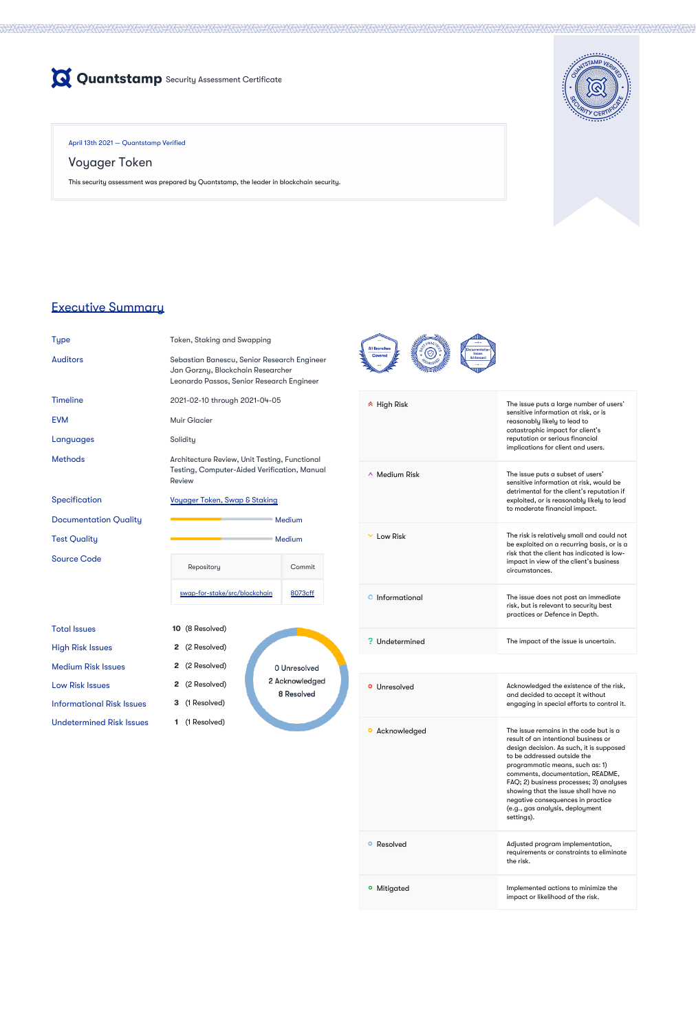# Quantstamp Security Assessment Certificate

April 13th 2021 — Quantstamp Verified

## Voyager Token

This security assessment was prepared by Quantstamp, the leader in blockchain security.

## Executive Summary

| | |
|---|---|
| Type | Token, Staking and Swapping |
| Auditors | Sebastian Banescu, Senior Research Engineer<br>Jan Gorzny, Blockchain Researcher<br>Leonardo Passos, Senior Research Engineer |
| Timeline | 2021-02-10 through 2021-04-05 |
| EVM | Muir Glacier |
| Languages | Solidity |
| Methods | Architecture Review, Unit Testing, Functional Testing, Computer-Aided Verification, Manual Review |
| Specification | Voyager Token, Swap & Staking |
| Documentation Quality | Medium |
| Test Quality | Medium |
| Source Code | |

| Repository | Commit |
|---|---|
| swap-for-stake/src/blockchain | 8073cff |

| | |
|---|---|
| Total Issues | 10 (8 Resolved) |
| High Risk Issues | 2 (2 Resolved) |
| Medium Risk Issues | 2 (2 Resolved) |
| Low Risk Issues | 2 (2 Resolved) |
| Informational Risk Issues | 3 (1 Resolved) |
| Undetermined Risk Issues | 1 (1 Resolved) |

0 Unresolved
2 Acknowledged
8 Resolved

| | |
|---|---|
| High Risk | The issue puts a large number of users' sensitive information at risk, or is reasonably likely to lead to catastrophic impact for client's reputation or serious financial implications for client and users. |
| Medium Risk | The issue puts a subset of users' sensitive information at risk, would be detrimental for the client's reputation if exploited, or is reasonably likely to lead to moderate financial impact. |
| Low Risk | The risk is relatively small and could not be exploited on a recurring basis, or is a risk that the client has indicated is low-impact in view of the client's business circumstances. |
| Informational | The issue does not post an immediate risk, but is relevant to security best practices or Defence in Depth. |
| Undetermined | The impact of the issue is uncertain. |

| | |
|---|---|
| Unresolved | Acknowledged the existence of the risk, and decided to accept it without engaging in special efforts to control it. |
| Acknowledged | The issue remains in the code but is a result of an intentional business or design decision. As such, it is supposed to be addressed outside the programmatic means, such as: 1) comments, documentation, README, FAQ; 2) business processes; 3) analyses showing that the issue shall have no negative consequences in practice (e.g., gas analysis, deployment settings). |
| Resolved | Adjusted program implementation, requirements or constraints to eliminate the risk. |
| Mitigated | Implemented actions to minimize the impact or likelihood of the risk. |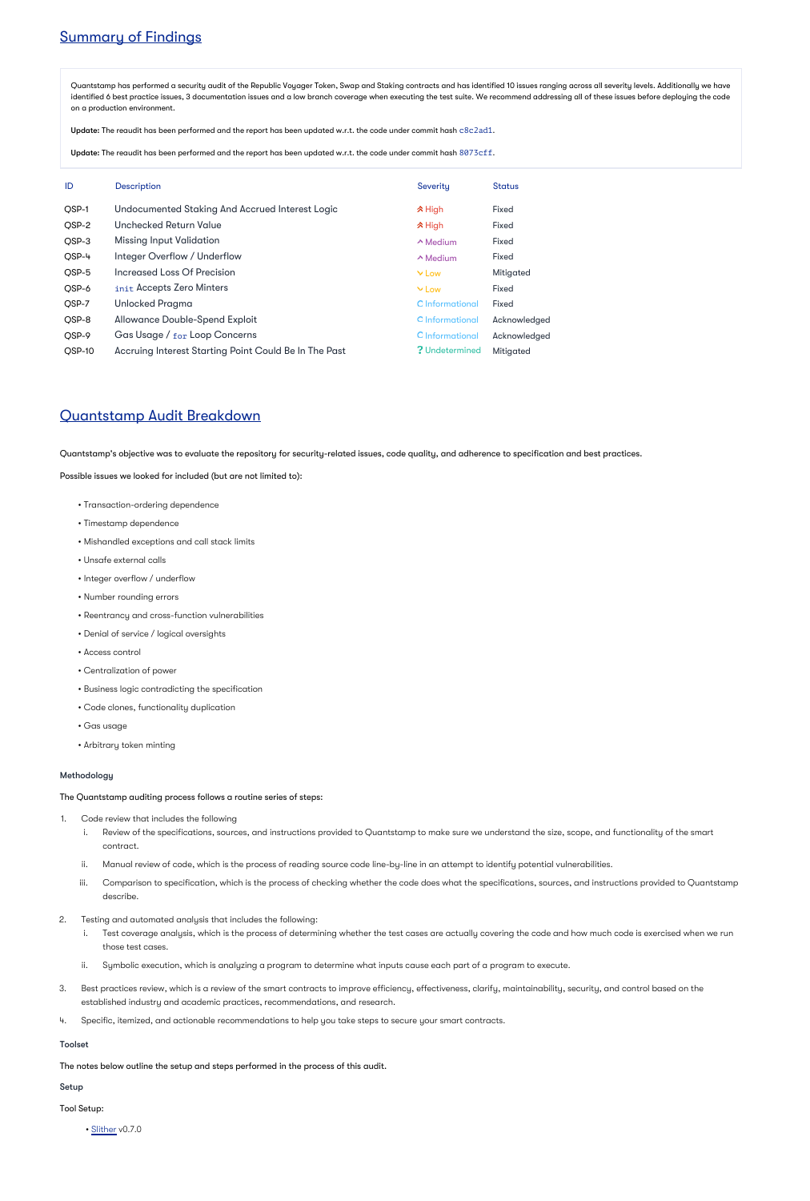## Summary of Findings

Quantstamp has performed a security audit of the Republic Voyager Token, Swap and Staking contracts and has identified 10 issues ranging across all severity levels. Additionally we have identified 6 best practice issues, 3 documentation issues and a low branch coverage when executing the test suite. We recommend addressing all of these issues before deploying the code on a production environment.

**Update:** The reaudit has been performed and the report has been updated w.r.t. the code under commit hash `c8c2ad1`.

**Update:** The reaudit has been performed and the report has been updated w.r.t. the code under commit hash `8073cff`.

| ID | Description | Severity | Status |
| --- | --- | --- | --- |
| QSP-1 | Undocumented Staking And Accrued Interest Logic | High | Fixed |
| QSP-2 | Unchecked Return Value | High | Fixed |
| QSP-3 | Missing Input Validation | Medium | Fixed |
| QSP-4 | Integer Overflow / Underflow | Medium | Fixed |
| QSP-5 | Increased Loss Of Precision | Low | Mitigated |
| QSP-6 | `init` Accepts Zero Minters | Low | Fixed |
| QSP-7 | Unlocked Pragma | Informational | Fixed |
| QSP-8 | Allowance Double-Spend Exploit | Informational | Acknowledged |
| QSP-9 | Gas Usage / `for` Loop Concerns | Informational | Acknowledged |
| QSP-10 | Accruing Interest Starting Point Could Be In The Past | Undetermined | Mitigated |

## Quantstamp Audit Breakdown

Quantstamp's objective was to evaluate the repository for security-related issues, code quality, and adherence to specification and best practices.

Possible issues we looked for included (but are not limited to):

- Transaction-ordering dependence
- Timestamp dependence
- Mishandled exceptions and call stack limits
- Unsafe external calls
- Integer overflow / underflow
- Number rounding errors
- Reentrancy and cross-function vulnerabilities
- Denial of service / logical oversights
- Access control
- Centralization of power
- Business logic contradicting the specification
- Code clones, functionality duplication
- Gas usage
- Arbitrary token minting

### Methodology

The Quantstamp auditing process follows a routine series of steps:

1. Code review that includes the following
   i. Review of the specifications, sources, and instructions provided to Quantstamp to make sure we understand the size, scope, and functionality of the smart contract.
   ii. Manual review of code, which is the process of reading source code line-by-line in an attempt to identify potential vulnerabilities.
   iii. Comparison to specification, which is the process of checking whether the code does what the specifications, sources, and instructions provided to Quantstamp describe.
2. Testing and automated analysis that includes the following:
   i. Test coverage analysis, which is the process of determining whether the test cases are actually covering the code and how much code is exercised when we run those test cases.
   ii. Symbolic execution, which is analyzing a program to determine what inputs cause each part of a program to execute.
3. Best practices review, which is a review of the smart contracts to improve efficiency, effectiveness, clarify, maintainability, security, and control based on the established industry and academic practices, recommendations, and research.
4. Specific, itemized, and actionable recommendations to help you take steps to secure your smart contracts.

### Toolset

The notes below outline the setup and steps performed in the process of this audit.

### Setup

Tool Setup:

- Slither v0.7.0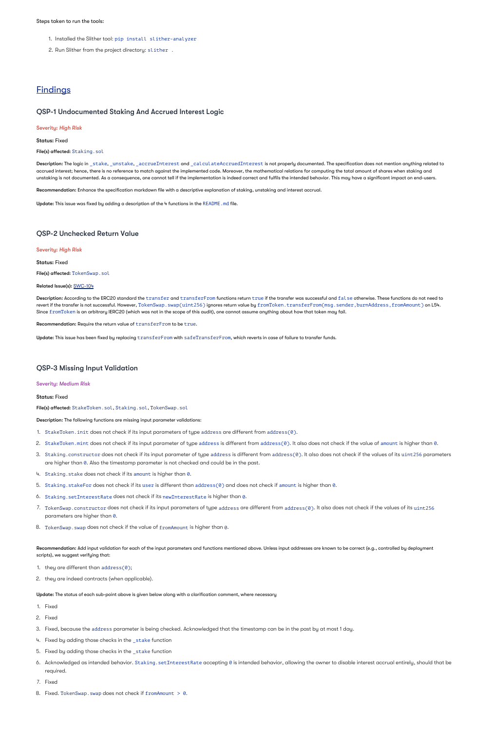Steps taken to run the tools:

1. Installed the Slither tool: `pip install slither-analyzer`
2. Run Slither from the project directory: `slither .`

## Findings

### QSP-1 Undocumented Staking And Accrued Interest Logic

**Severity:** *High Risk*

**Status:** Fixed

**File(s) affected:** `Staking.sol`

**Description:** The logic in `_stake`, `_unstake`, `_accrueInterest` and `_calculateAccruedInterest` is not properly documented. The specification does not mention anything related to accrued interest; hence, there is no reference to match against the implemented code. Moreover, the mathematical relations for computing the total amount of shares when staking and unstaking is not documented. As a consequence, one cannot tell if the implementation is indeed correct and fulfils the intended behavior. This may have a significant impact on end-users.

**Recommendation:** Enhance the specification markdown file with a descriptive explanation of staking, unstaking and interest accrual.

**Update:** This issue was fixed by adding a description of the 4 functions in the `README.md` file.

### QSP-2 Unchecked Return Value

**Severity:** *High Risk*

**Status:** Fixed

**File(s) affected:** `TokenSwap.sol`

**Related Issue(s):** SWC-104

**Description:** According to the ERC20 standard the `transfer` and `transferFrom` functions return `true` if the transfer was successful and `false` otherwise. These functions do not need to revert if the transfer is not successful. However, `TokenSwap.swap(uint256)` ignores return value by `fromToken.transferFrom(msg.sender,burnAddress,fromAmount)` on L54. Since `fromToken` is an arbitrary IERC20 (which was not in the scope of this audit), one cannot assume anything about how that token may fail.

**Recommendation:** Require the return value of `transferFrom` to be `true`.

**Update:** This issue has been fixed by replacing `transferFrom` with `safeTransferFrom`, which reverts in case of failure to transfer funds.

### QSP-3 Missing Input Validation

**Severity:** *Medium Risk*

**Status:** Fixed

**File(s) affected:** `StakeToken.sol`, `Staking.sol`, `TokenSwap.sol`

**Description:** The following functions are missing input parameter validations:

1. `StakeToken.init` does not check if its input parameters of type `address` are different from `address(0)`.
2. `StakeToken.mint` does not check if its input parameter of type `address` is different from `address(0)`. It also does not check if the value of `amount` is higher than `0`.
3. `Staking.constructor` does not check if its input parameter of type `address` is different from `address(0)`. It also does not check if the values of its `uint256` parameters are higher than `0`. Also the timestamp parameter is not checked and could be in the past.
4. `Staking.stake` does not check if its `amount` is higher than `0`.
5. `Staking.stakeFor` does not check if its `user` is different than `address(0)` and does not check if `amount` is higher than `0`.
6. `Staking.setInterestRate` does not check if its `newInterestRate` is higher than `0`.
7. `TokenSwap.constructor` does not check if its input parameters of type `address` are different from `address(0)`. It also does not check if the values of its `uint256` parameters are higher than `0`.
8. `TokenSwap.swap` does not check if the value of `fromAmount` is higher than `0`.

**Recommendation:** Add input validation for each of the input parameters and functions mentioned above. Unless input addresses are known to be correct (e.g., controlled by deployment scripts), we suggest verifying that:

1. they are different than `address(0)`;
2. they are indeed contracts (when applicable).

**Update:** The status of each sub-point above is given below along with a clarification comment, where necessary

1. Fixed
2. Fixed
3. Fixed, because the `address` parameter is being checked. Acknowledged that the timestamp can be in the past by at most 1 day.
4. Fixed by adding those checks in the `_stake` function
5. Fixed by adding those checks in the `_stake` function
6. Acknowledged as intended behavior. `Staking.setInterestRate` accepting `0` is intended behavior, allowing the owner to disable interest accrual entirely, should that be required.
7. Fixed
8. Fixed. `TokenSwap.swap` does not check if `fromAmount > 0`.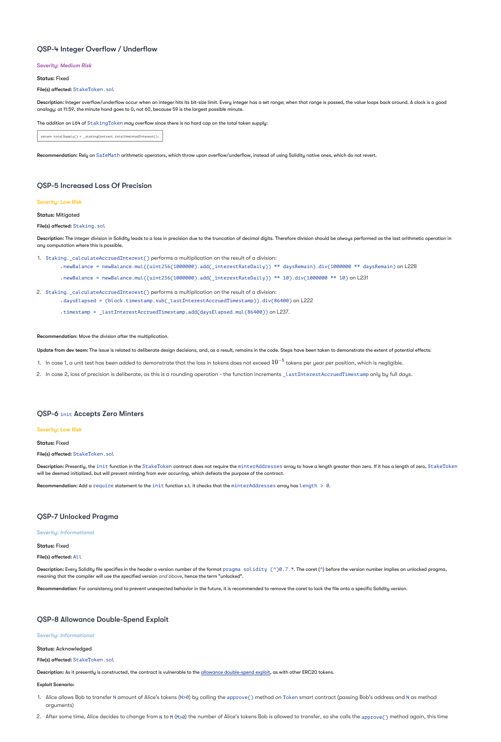### QSP-4 Integer Overflow / Underflow

**Severity:** *Medium Risk*

**Status:** Fixed

**File(s) affected:** `StakeToken.sol`

**Description:** Integer overflow/underflow occur when an integer hits its bit-size limit. Every integer has a set range; when that range is passed, the value loops back around. A clock is a good analogy: at 11:59, the minute hand goes to 0, not 60, because 59 is the largest possible minute.

The addition on L64 of `StakingToken` may overflow since there is no hard cap on the total token supply:

```
return totalSupply() + _stakingContract.totalUnmintedInterest();
```

**Recommendation:** Rely on `SafeMath` arithmetic operators, which throw upon overflow/underflow, instead of using Solidity native ones, which do not revert.

### QSP-5 Increased Loss Of Precision

**Severity:** *Low Risk*

**Status:** Mitigated

**File(s) affected:** `Staking.sol`

**Description:** The integer division in Solidity leads to a loss in precision due to the truncation of decimal digits. Therefore division should be always performed as the last arithmetic operation in any computation where this is possible.

1. `Staking._calculateAccruedInterest()` performs a multiplication on the result of a division:
   - `newBalance = newBalance.mul((uint256(1000000).add(_interestRateDaily)) ** daysRemain).div(1000000 ** daysRemain)` on L228
   - `newBalance = newBalance.mul((uint256(1000000).add(_interestRateDaily)) ** 10).div(1000000 ** 10)` on L231
2. `Staking._calculateAccruedInterest()` performs a multiplication on the result of a division:
   - `daysElapsed = (block.timestamp.sub(_lastInterestAccruedTimestamp)).div(86400)` on L222
   - `timestamp = _lastInterestAccruedTimestamp.add(daysElapsed.mul(86400))` on L237.

**Recommendation:** Move the division after the multiplication.

**Update from dev team:** The issue is related to deliberate design decisions, and, as a result, remains in the code. Steps have been taken to demonstrate the extent of potential effects:

1. In case 1, a unit test has been added to demonstrate that the loss in tokens does not exceed $10^{-5}$ tokens per year per position, which is negligible.
2. In case 2, loss of precision is deliberate, as this is a rounding operation - the function increments `_lastInterestAccruedTimestamp` only by full days.

### QSP-6 `init` Accepts Zero Minters

**Severity:** *Low Risk*

**Status:** Fixed

**File(s) affected:** `StakeToken.sol`

**Description:** Presently, the `init` function in the `StakeToken` contract does not require the `minterAddresses` array to have a length greater than zero. If it has a length of zero, `StakeToken` will be deemed initialized, but will prevent minting from ever occurring, which defeats the purpose of the contract.

**Recommendation:** Add a `require` statement to the `init` function s.t. it checks that the `minterAddresses` array has `length > 0`.

### QSP-7 Unlocked Pragma

**Severity:** *Informational*

**Status:** Fixed

**File(s) affected:** `All`

**Description:** Every Solidity file specifies in the header a version number of the format `pragma solidity (^)0.7.*`. The caret (^) before the version number implies an unlocked pragma, meaning that the compiler will use the specified version *and above*, hence the term "unlocked".

**Recommendation:** For consistency and to prevent unexpected behavior in the future, it is recommended to remove the caret to lock the file onto a specific Solidity version.

### QSP-8 Allowance Double-Spend Exploit

**Severity:** *Informational*

**Status:** Acknowledged

**File(s) affected:** `StakeToken.sol`

**Description:** As it presently is constructed, the contract is vulnerable to the allowance double-spend exploit, as with other ERC20 tokens.

**Exploit Scenario:**

1. Alice allows Bob to transfer `N` amount of Alice's tokens (`N>0`) by calling the `approve()` method on `Token` smart contract (passing Bob's address and `N` as method arguments)
2. After some time, Alice decides to change from `N` to `M` (`M>0`) the number of Alice's tokens Bob is allowed to transfer, so she calls the `approve()` method again, this time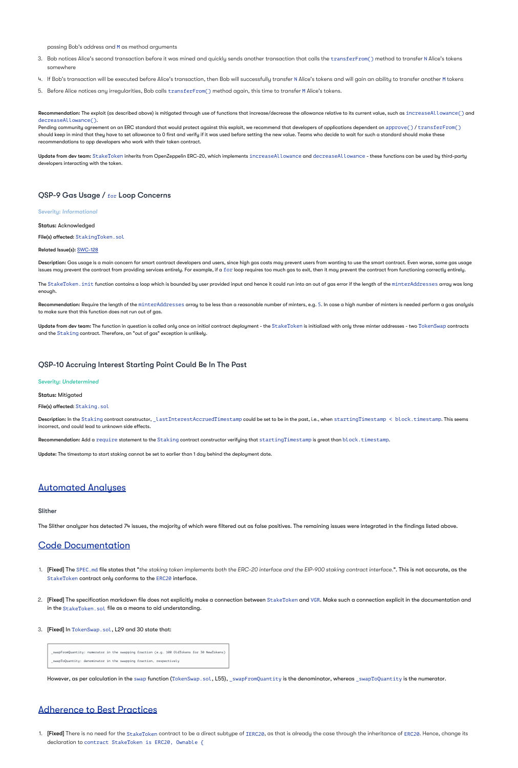passing Bob's address and `M` as method arguments

3. Bob notices Alice's second transaction before it was mined and quickly sends another transaction that calls the `transferFrom()` method to transfer `N` Alice's tokens somewhere
4. If Bob's transaction will be executed before Alice's transaction, then Bob will successfully transfer `N` Alice's tokens and will gain an ability to transfer another `M` tokens
5. Before Alice notices any irregularities, Bob calls `transferFrom()` method again, this time to transfer `M` Alice's tokens.

**Recommendation:** The exploit (as described above) is mitigated through use of functions that increase/decrease the allowance relative to its current value, such as `increaseAllowance()` and `decreaseAllowance()`.
Pending community agreement on an ERC standard that would protect against this exploit, we recommend that developers of applications dependent on `approve()` / `transferFrom()` should keep in mind that they have to set allowance to 0 first and verify if it was used before setting the new value. Teams who decide to wait for such a standard should make these recommendations to app developers who work with their token contract.

**Update from dev team:** `StakeToken` inherits from OpenZeppelin ERC-20, which implements `increaseAllowance` and `decreaseAllowance` - these functions can be used by third-party developers interacting with the token.

### QSP-9 Gas Usage / `for` Loop Concerns

Severity: *Informational*

**Status:** Acknowledged

**File(s) affected:** `StakingToken.sol`

**Related Issue(s):** SWC-128

**Description:** Gas usage is a main concern for smart contract developers and users, since high gas costs may prevent users from wanting to use the smart contract. Even worse, some gas usage issues may prevent the contract from providing services entirely. For example, if a `for` loop requires too much gas to exit, then it may prevent the contract from functioning correctly entirely.

The `StakeToken.init` function contains a loop which is bounded by user provided input and hence it could run into an out of gas error if the length of the `minterAddresses` array was long enough.

**Recommendation:** Require the length of the `minterAddresses` array to be less than a reasonable number of minters, e.g. `5`. In case a high number of minters is needed perform a gas analysis to make sure that this function does not run out of gas.

**Update from dev team:** The function in question is called only once on initial contract deployment - the `StakeToken` is initialized with only three minter addresses - two `TokenSwap` contracts and the `Staking` contract. Therefore, an "out of gas" exception is unlikely.

### QSP-10 Accruing Interest Starting Point Could Be In The Past

Severity: *Undetermined*

**Status:** Mitigated

**File(s) affected:** `Staking.sol`

**Description:** In the `Staking` contract constructor, `_lastInterestAccruedTimestamp` could be set to be in the past, i.e., when `startingTimestamp < block.timestamp`. This seems incorrect, and could lead to unknown side effects.

**Recommendation:** Add a `require` statement to the `Staking` contract constructor verifying that `startingTimestamp` is great than `block.timestamp`.

**Update:** The timestamp to start staking cannot be set to earlier than 1 day behind the deployment date.

## Automated Analyses

### Slither

The Slither analyzer has detected 74 issues, the majority of which were filtered out as false positives. The remaining issues were integrated in the findings listed above.

## Code Documentation

1. **[Fixed]** The `SPEC.md` file states that "*the staking token implements both the ERC-20 interface and the EIP-900 staking contract interface.*". This is not accurate, as the `StakeToken` contract only conforms to the `ERC20` interface.
2. **[Fixed]** The specification markdown file does not explicitly make a connection between `StakeToken` and `VGR`. Make such a connection explicit in the documentation and in the `StakeToken.sol` file as a means to aid understanding.
3. **[Fixed]** In `TokenSwap.sol`, L29 and 30 state that:

```
_swapFromQuantity: numerator in the swapping fraction (e.g. 100 OldTokens for 30 NewTokens)
_swapToQuantity: denominator in the swapping fraction, respectively
```

However, as per calculation in the `swap` function (`TokenSwap.sol`, L55), `_swapFromQuantity` is the denominator, whereas `_swapToQuantity` is the numerator.

## Adherence to Best Practices

1. **[Fixed]** There is no need for the `StakeToken` contract to be a direct subtype of `IERC20`, as that is already the case through the inheritance of `ERC20`. Hence, change its declaration to `contract StakeToken is ERC20, Ownable {`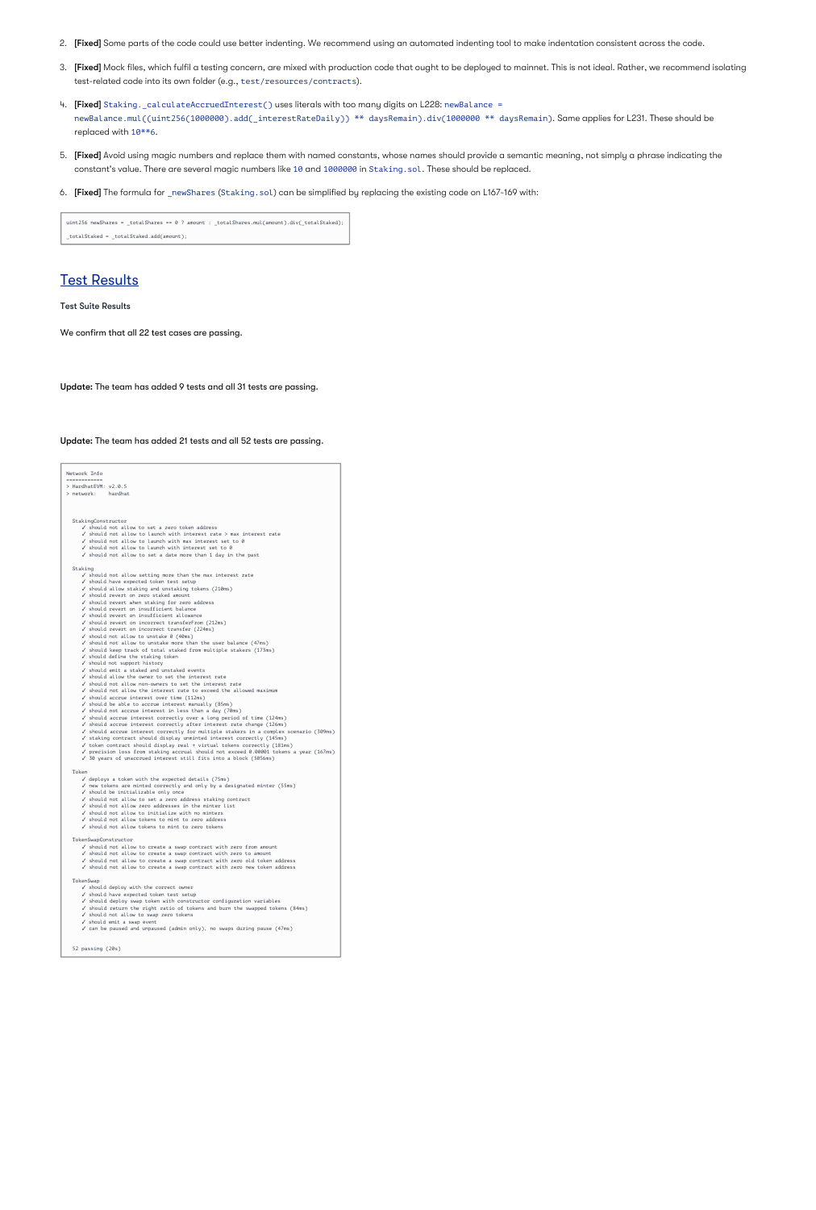2. **[Fixed]** Some parts of the code could use better indenting. We recommend using an automated indenting tool to make indentation consistent across the code.

3. **[Fixed]** Mock files, which fulfil a testing concern, are mixed with production code that ought to be deployed to mainnet. This is not ideal. Rather, we recommend isolating test-related code into its own folder (e.g., `test/resources/contracts`).

4. **[Fixed]** `Staking._calculateAccruedInterest()` uses literals with too many digits on L228: `newBalance = newBalance.mul((uint256(1000000).add(_interestRateDaily)) ** daysRemain).div(1000000 ** daysRemain)`. Same applies for L231. These should be replaced with `10**6`.

5. **[Fixed]** Avoid using magic numbers and replace them with named constants, whose names should provide a semantic meaning, not simply a phrase indicating the constant's value. There are several magic numbers like `10` and `1000000` in `Staking.sol`. These should be replaced.

6. **[Fixed]** The formula for `_newShares` (`Staking.sol`) can be simplified by replacing the existing code on L167-169 with:

```
uint256 newShares = _totalShares == 0 ? amount : _totalShares.mul(amount).div(_totalStaked);

_totalStaked = _totalStaked.add(amount);
```

## Test Results

**Test Suite Results**

We confirm that all 22 test cases are passing.

**Update:** The team has added 9 tests and all 31 tests are passing.

**Update:** The team has added 21 tests and all 52 tests are passing.

```
Network Info
============
> HardhatEVM: v2.0.5
> network:    hardhat



  StakingConstructor
    ✓ should not allow to set a zero token address
    ✓ should not allow to launch with interest rate > max interest rate
    ✓ should not allow to launch with max interest set to 0
    ✓ should not allow to launch with interest set to 0
    ✓ should not allow to set a date more than 1 day in the past

  Staking
    ✓ should not allow setting more than the max interest rate
    ✓ should have expected token test setup
    ✓ should allow staking and unstaking tokens (218ms)
    ✓ should not revert on zero staked amount
    ✓ should revert when staking for zero address
    ✓ should revert on insufficient balance
    ✓ should revert on insufficient allowance
    ✓ should revert on incorrect transferFrom (212ms)
    ✓ should revert on incorrect transfer (224ms)
    ✓ should not allow to unstake 0 (40ms)
    ✓ should not allow to unstake more than the user balance (47ms)
    ✓ should keep track of total staked from multiple stakers (173ms)
    ✓ should define the staking token
    ✓ should not support history
    ✓ should emit a staked and unstaked events
    ✓ should allow the owner to set the interest rate
    ✓ should not allow non-owners to set the interest rate
    ✓ should not allow the interest rate to exceed the allowed maximum
    ✓ should accrue interest over time (112ms)
    ✓ should be able to accrue interest manually (85ms)
    ✓ should not accrue interest in less than a day (70ms)
    ✓ should accrue interest correctly over a long period of time (124ms)
    ✓ should accrue interest correctly after interest rate change (126ms)
    ✓ should accrue interest correctly for multiple stakers in a complex scenario (309ms)
    ✓ staking contract should display unminted interest correctly (145ms)
    ✓ token contract should display real + virtual tokens correctly (181ms)
    ✓ precision loss from staking accrual should not exceed 0.00001 tokens a year (167ms)
    ✓ 30 years of unaccrued interest still fits into a block (5056ms)

  Token
    ✓ deploys a token with the expected details (75ms)
    ✓ new tokens are minted correctly and only by a designated minter (55ms)
    ✓ should be initializable only once
    ✓ should not allow to set a zero address staking contract
    ✓ should not allow zero addresses in the minter list
    ✓ should not allow to initialize with no minters
    ✓ should not allow tokens to mint to zero address
    ✓ should not allow tokens to mint to zero tokens

  TokenSwapConstructor
    ✓ should not allow to create a swap contract with zero from amount
    ✓ should not allow to create a swap contract with zero to amount
    ✓ should not allow to create a swap contract with zero old token address
    ✓ should not allow to create a swap contract with zero new token address

  TokenSwap
    ✓ should deploy with the correct owner
    ✓ should have expected token test setup
    ✓ should deploy swap token with constructor configuration variables
    ✓ should return the right ratio of tokens and burn the swapped tokens (84ms)
    ✓ should not allow to swap zero tokens
    ✓ should emit a swap event
    ✓ can be paused and unpaused (admin only), no swaps during pause (47ms)


  52 passing (20s)
```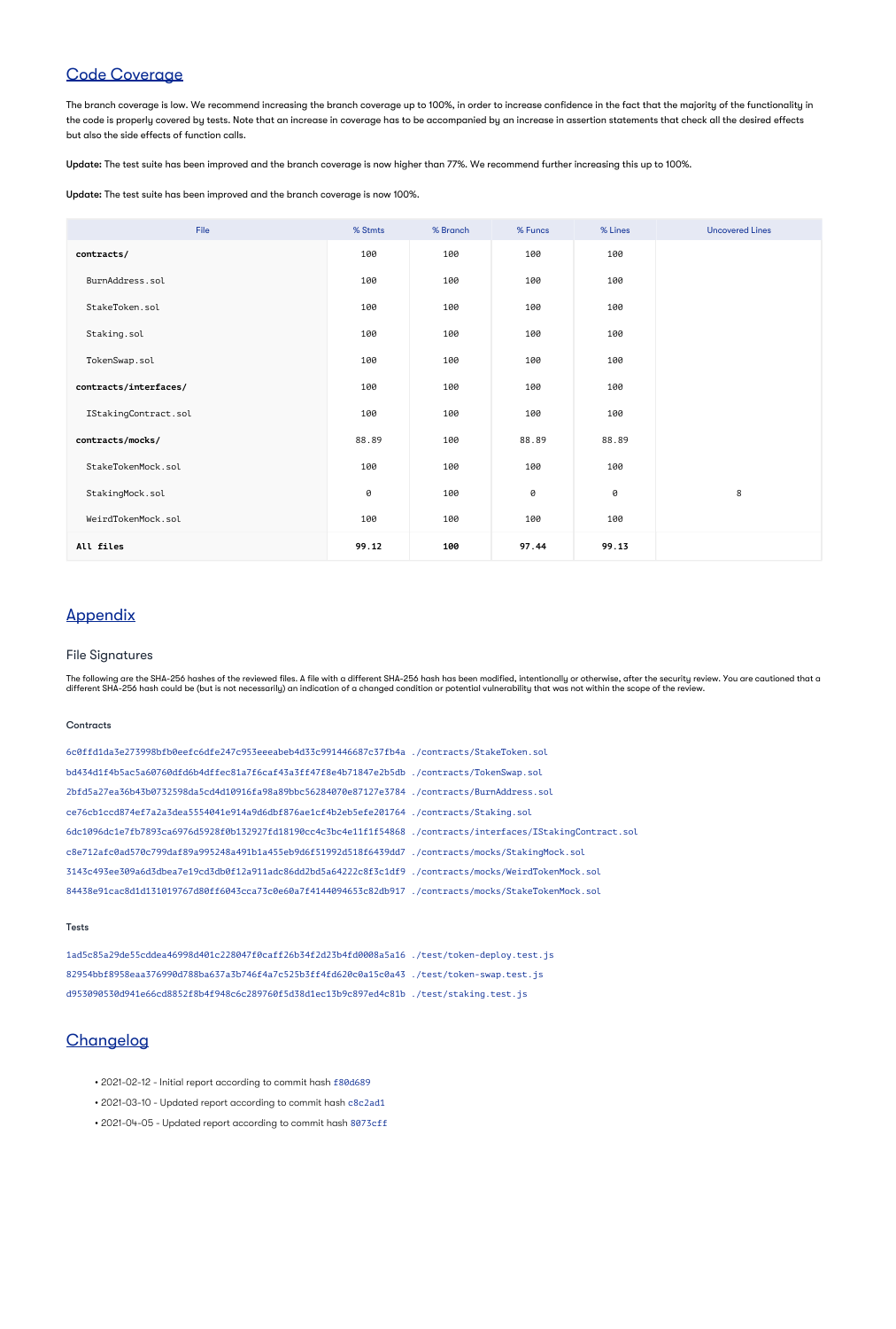## Code Coverage

The branch coverage is low. We recommend increasing the branch coverage up to 100%, in order to increase confidence in the fact that the majority of the functionality in the code is properly covered by tests. Note that an increase in coverage has to be accompanied by an increase in assertion statements that check all the desired effects but also the side effects of function calls.

**Update:** The test suite has been improved and the branch coverage is now higher than 77%. We recommend further increasing this up to 100%.

**Update:** The test suite has been improved and the branch coverage is now 100%.

| File | % Stmts | % Branch | % Funcs | % Lines | Uncovered Lines |
|---|---|---|---|---|---|
| **contracts/** | 100 | 100 | 100 | 100 | |
| BurnAddress.sol | 100 | 100 | 100 | 100 | |
| StakeToken.sol | 100 | 100 | 100 | 100 | |
| Staking.sol | 100 | 100 | 100 | 100 | |
| TokenSwap.sol | 100 | 100 | 100 | 100 | |
| **contracts/interfaces/** | 100 | 100 | 100 | 100 | |
| IStakingContract.sol | 100 | 100 | 100 | 100 | |
| **contracts/mocks/** | 88.89 | 100 | 88.89 | 88.89 | |
| StakeTokenMock.sol | 100 | 100 | 100 | 100 | |
| StakingMock.sol | 0 | 100 | 0 | 0 | 8 |
| WeirdTokenMock.sol | 100 | 100 | 100 | 100 | |
| **All files** | **99.12** | **100** | **97.44** | **99.13** | |

## Appendix

### File Signatures

The following are the SHA-256 hashes of the reviewed files. A file with a different SHA-256 hash has been modified, intentionally or otherwise, after the security review. You are cautioned that a different SHA-256 hash could be (but is not necessarily) an indication of a changed condition or potential vulnerability that was not within the scope of the review.

#### Contracts

```
6c0ffd1da3e273998bfb0eefc6dfe247c953eeeabeb4d33c991446687c37fb4a ./contracts/StakeToken.sol
bd434d1f4b5ac5a60760dfd6b4dffec81a7f6caf43a3ff47f8e4b71847e2b5db ./contracts/TokenSwap.sol
2bfd5a27ea36b43b0732598da5cd4d10916fa98a89bbc56284070e87127e3784 ./contracts/BurnAddress.sol
ce76cb1ccd874ef7a2a3dea5554041e914a9d6dbf876ae1cf4b2eb5efe201764 ./contracts/Staking.sol
6dc1096dc1e7fb7893ca6976d5928f0b132927fd18190cc4c3bc4e11f1f54868 ./contracts/interfaces/IStakingContract.sol
c8e712afc0ad570c799daf89a995248a491b1a455eb9d6f51992d518f6439dd7 ./contracts/mocks/StakingMock.sol
3143c493ee309a6d3dbea7e19cd3db0f12a911adc86dd2bd5a64222c8f3c1df9 ./contracts/mocks/WeirdTokenMock.sol
84438e91cac8d1d131019767d80ff6043cca73c0e60a7f4144094653c82db917 ./contracts/mocks/StakeTokenMock.sol
```

#### Tests

```
1ad5c85a29de55cddea46998d401c228047f0caff26b34f2d23b4fd0008a5a16 ./test/token-deploy.test.js
82954bbf8958eaa376990d788ba637a3b746f4a7c525b3ff4fd620c0a15c0a43 ./test/token-swap.test.js
d953090530d941e66cd8852f8b4f948c6c289760f5d38d1ec13b9c897ed4c81b ./test/staking.test.js
```

## Changelog

- 2021-02-12 - Initial report according to commit hash f80d689
- 2021-03-10 - Updated report according to commit hash c8c2ad1
- 2021-04-05 - Updated report according to commit hash 8073cff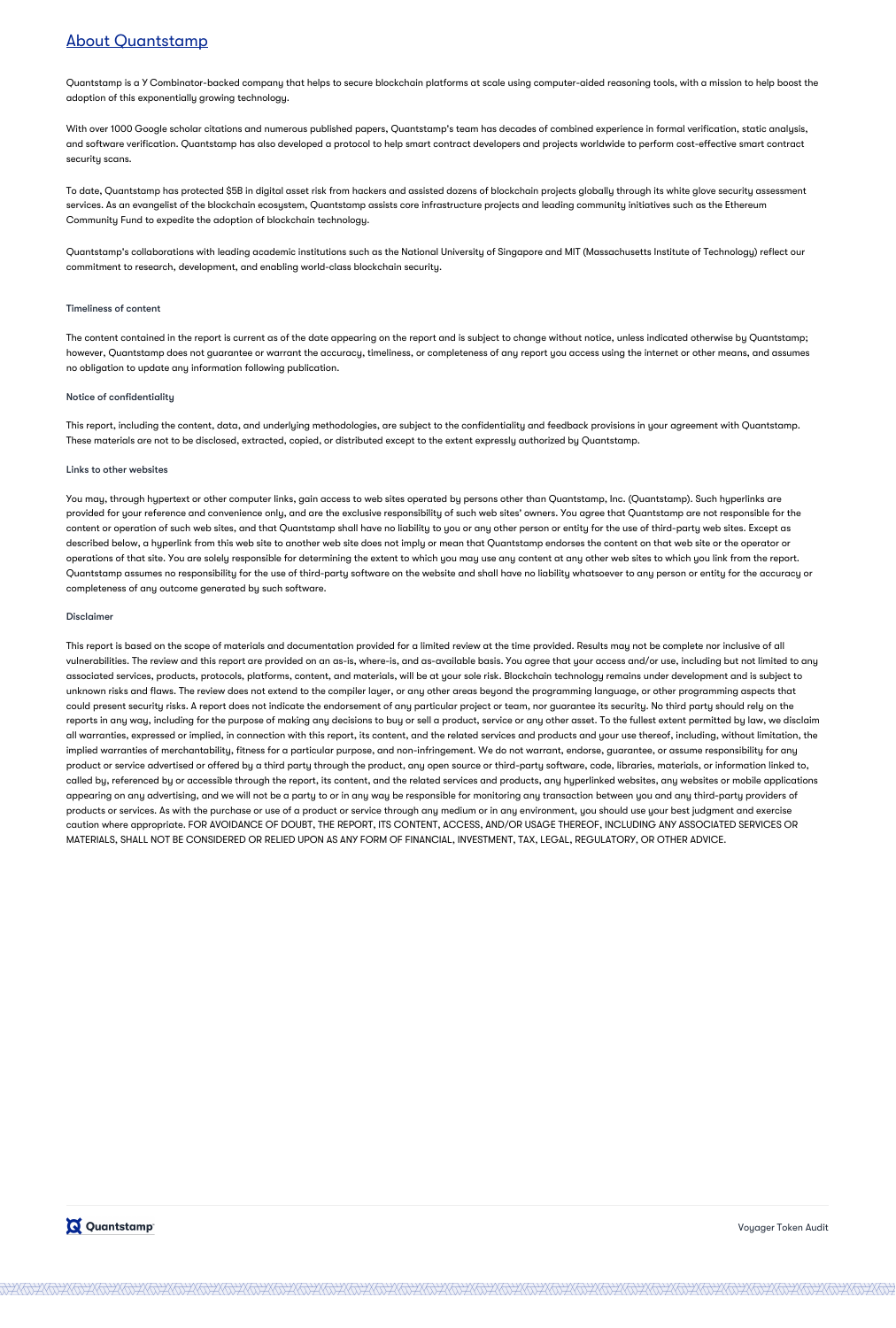## About Quantstamp

Quantstamp is a Y Combinator-backed company that helps to secure blockchain platforms at scale using computer-aided reasoning tools, with a mission to help boost the adoption of this exponentially growing technology.

With over 1000 Google scholar citations and numerous published papers, Quantstamp's team has decades of combined experience in formal verification, static analysis, and software verification. Quantstamp has also developed a protocol to help smart contract developers and projects worldwide to perform cost-effective smart contract security scans.

To date, Quantstamp has protected $5B in digital asset risk from hackers and assisted dozens of blockchain projects globally through its white glove security assessment services. As an evangelist of the blockchain ecosystem, Quantstamp assists core infrastructure projects and leading community initiatives such as the Ethereum Community Fund to expedite the adoption of blockchain technology.

Quantstamp's collaborations with leading academic institutions such as the National University of Singapore and MIT (Massachusetts Institute of Technology) reflect our commitment to research, development, and enabling world-class blockchain security.

#### Timeliness of content

The content contained in the report is current as of the date appearing on the report and is subject to change without notice, unless indicated otherwise by Quantstamp; however, Quantstamp does not guarantee or warrant the accuracy, timeliness, or completeness of any report you access using the internet or other means, and assumes no obligation to update any information following publication.

#### Notice of confidentiality

This report, including the content, data, and underlying methodologies, are subject to the confidentiality and feedback provisions in your agreement with Quantstamp. These materials are not to be disclosed, extracted, copied, or distributed except to the extent expressly authorized by Quantstamp.

#### Links to other websites

You may, through hypertext or other computer links, gain access to web sites operated by persons other than Quantstamp, Inc. (Quantstamp). Such hyperlinks are provided for your reference and convenience only, and are the exclusive responsibility of such web sites' owners. You agree that Quantstamp are not responsible for the content or operation of such web sites, and that Quantstamp shall have no liability to you or any other person or entity for the use of third-party web sites. Except as described below, a hyperlink from this web site to another web site does not imply or mean that Quantstamp endorses the content on that web site or the operator or operations of that site. You are solely responsible for determining the extent to which you may use any content at any other web sites to which you link from the report. Quantstamp assumes no responsibility for the use of third-party software on the website and shall have no liability whatsoever to any person or entity for the accuracy or completeness of any outcome generated by such software.

#### Disclaimer

This report is based on the scope of materials and documentation provided for a limited review at the time provided. Results may not be complete nor inclusive of all vulnerabilities. The review and this report are provided on an as-is, where-is, and as-available basis. You agree that your access and/or use, including but not limited to any associated services, products, protocols, platforms, content, and materials, will be at your sole risk. Blockchain technology remains under development and is subject to unknown risks and flaws. The review does not extend to the compiler layer, or any other areas beyond the programming language, or other programming aspects that could present security risks. A report does not indicate the endorsement of any particular project or team, nor guarantee its security. No third party should rely on the reports in any way, including for the purpose of making any decisions to buy or sell a product, service or any other asset. To the fullest extent permitted by law, we disclaim all warranties, expressed or implied, in connection with this report, its content, and the related services and products and your use thereof, including, without limitation, the implied warranties of merchantability, fitness for a particular purpose, and non-infringement. We do not warrant, endorse, guarantee, or assume responsibility for any product or service advertised or offered by a third party through the product, any open source or third-party software, code, libraries, materials, or information linked to, called by, referenced by or accessible through the report, its content, and the related services and products, any hyperlinked websites, any websites or mobile applications appearing on any advertising, and we will not be a party to or in any way be responsible for monitoring any transaction between you and any third-party providers of products or services. As with the purchase or use of a product or service through any medium or in any environment, you should use your best judgment and exercise caution where appropriate. FOR AVOIDANCE OF DOUBT, THE REPORT, ITS CONTENT, ACCESS, AND/OR USAGE THEREOF, INCLUDING ANY ASSOCIATED SERVICES OR MATERIALS, SHALL NOT BE CONSIDERED OR RELIED UPON AS ANY FORM OF FINANCIAL, INVESTMENT, TAX, LEGAL, REGULATORY, OR OTHER ADVICE.